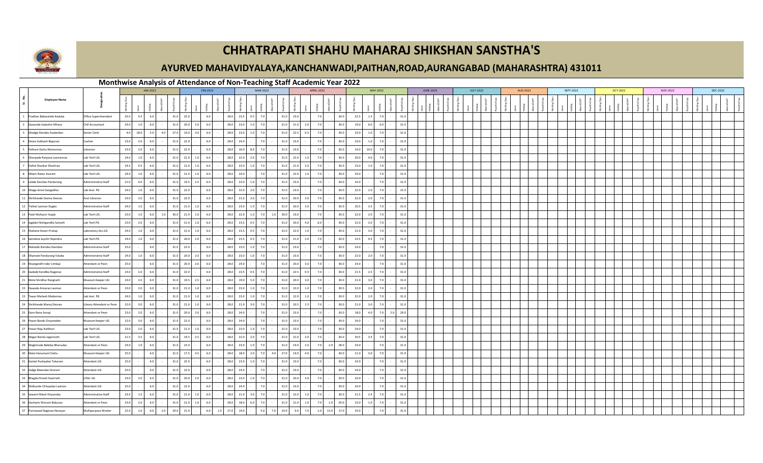# CHHATRAPATI SHAHU MAHARAJ SHIKSHAN SANSTHA'S

## AYURVED MAHAVIDYALAYA,KANCHANWADI,PAITHAN,ROAD,AURANGABAD (MAHARASHTRA) 431011

### Monthwise Analysis of Attendance of Non-Teaching Staff Academic Year 2022

| Sr. No. | Employee Name | Designation | JAN-2022 | | | | | FEB-2022 | | | | | MAR-2022 | | | | | APRIL-2022 | | | | | MAY-2022 | | | | | JUNE-2022 | | | | | JULY-2022 | | | | | AUG-2022 | | | | | SEPT-2022 | | | | | OCT-2022 | | | | | NOV-2022 | | | | | DEC-2022 | | | | |
|---|---|---|---|---|---|---|---|---|---|---|---|---|---|---|---|---|---|---|---|---|---|---|---|---|---|---|---|---|---|---|---|---|---|---|---|---|---|---|---|---|---|---|---|---|---|---|---|---|---|---|---|---|---|---|---|---|---|---|---|---|---|---|
| | | | Working Days | Leave | Holiday | Absent/LWP | Payable Days | Working Days | Leave | Holiday | Absent/LWP | Payable Days | Working Days | Leave | Holiday | Absent/LWP | Payable Days | Working Days | Leave | Holiday | Absent/LWP | Payable Days | Working Days | Leave | Holiday | Absent/LWP | Payable Days | Working Days | Leave | Holiday | Absent/LWP | Payable Days | Working Days | Leave | Holiday | Absent/LWP | Payable Days | Working Days | Leave | Holiday | Absent/LWP | Payable Days | Working Days | Leave | Holiday | Absent/LWP | Payable Days | Working Days | Leave | Holiday | Absent/LWP | Payable Days | Working Days | Leave | Holiday | Absent/LWP | Payable Days | Working Days | Leave | Holiday | Absent/LWP | Payable Days |
| 1 | Pradhan Babasaheb Kaduba | Office Superintendent | 20.5 | 4.5 | 6.0 | - | 31.0 | 22.0 | - | 6.0 | - | 28.0 | 23.5 | 0.5 | 7.0 | - | 31.0 | 23.0 | - | 7.0 | - | 30.0 | 22.5 | 1.5 | 7.0 | - | 31.0 | | | | | | | | | | | | | | | | | | | | | | | | | | | | | | | | | | | |
| 2 | Gawande Sadashiv Mhasu | Chf Accountant | 24.0 | 1.0 | 6.0 | - | 31.0 | 20.0 | 2.0 | 6.0 | - | 28.0 | 23.0 | 1.0 | 7.0 | - | 31.0 | 21.0 | 2.0 | 7.0 | - | 30.0 | 19.0 | 6.0 | 6.0 | - | 31.0 | | | | | | | | | | | | | | | | | | | | | | | | | | | | | | | | | | | |
| 3 | Ghadge Devidas Audambar | Senior Clerk | 4.0 | 18.0 | 5.0 | 4.0 | 27.0 | 19.0 | 3.0 | 6.0 | - | 28.0 | 23.0 | 1.0 | 7.0 | - | 31.0 | 22.5 | 0.5 | 7.0 | - | 30.0 | 23.0 | 1.0 | 7.0 | - | 31.0 | | | | | | | | | | | | | | | | | | | | | | | | | | | | | | | | | | | |
| 4 | Deore Subhash Bapurao | Cashier | 23.0 | 2.0 | 6.0 | - | 31.0 | 22.0 | - | 6.0 | - | 28.0 | 24.0 | - | 7.0 | - | 31.0 | 23.0 | - | 7.0 | - | 30.0 | 23.0 | 1.0 | 7.0 | - | 31.0 | | | | | | | | | | | | | | | | | | | | | | | | | | | | | | | | | | | |
| 5 | Pathare Dattu Wamanrao | Librarian | 23.0 | 2.0 | 6.0 | - | 31.0 | 22.0 | - | 6.0 | - | 28.0 | 16.0 | 8.0 | 7.0 | - | 31.0 | 23.0 | - | 7.0 | - | 30.0 | 14.0 | 10.0 | 7.0 | - | 31.0 | | | | | | | | | | | | | | | | | | | | | | | | | | | | | | | | | | | |
| 6 | Ghorpade Ranjana Laxmanrao | Lab Tech UG | 24.0 | 1.0 | 6.0 | - | 31.0 | 21.0 | 1.0 | 6.0 | - | 28.0 | 22.0 | 2.0 | 7.0 | - | 31.0 | 22.0 | 1.0 | 7.0 | - | 30.0 | 20.0 | 4.0 | 7.0 | - | 31.0 | | | | | | | | | | | | | | | | | | | | | | | | | | | | | | | | | | | |
| 7 | Palhal Shankar Sheshrao | Lab Tech UG | 24.5 | 0.5 | 6.0 | - | 31.0 | 21.0 | 1.0 | 6.0 | - | 28.0 | 23.0 | 1.0 | 7.0 | - | 31.0 | 21.0 | 2.0 | 7.0 | - | 30.0 | 23.0 | 1.0 | 7.0 | - | 31.0 | | | | | | | | | | | | | | | | | | | | | | | | | | | | | | | | | | | |
| 8 | Nikam Ratan Asaram | Lab Tech UG | 24.0 | 1.0 | 6.0 | - | 31.0 | 21.0 | 1.0 | 6.0 | - | 28.0 | 24.0 | - | 7.0 | - | 31.0 | 22.0 | 1.0 | 7.0 | - | 30.0 | 24.0 | - | 7.0 | - | 31.0 | | | | | | | | | | | | | | | | | | | | | | | | | | | | | | | | | | | |
| 9 | Labde Devidas Pandurang | Administrative Staff | 21.0 | 4.0 | 6.0 | - | 31.0 | 19.5 | 2.5 | 6.0 | - | 28.0 | 23.0 | 1.0 | 7.0 | - | 31.0 | 23.0 | - | 7.0 | - | 30.0 | 24.0 | - | 7.0 | - | 31.0 | | | | | | | | | | | | | | | | | | | | | | | | | | | | | | | | | | | |
| 10 | Dhage Amol Gangadhar | Lab Asst. PG | 24.0 | 1.0 | 6.0 | - | 31.0 | 22.0 | - | 6.0 | - | 28.0 | 22.0 | 2.0 | 7.0 | - | 31.0 | 23.0 | - | 7.0 | - | 30.0 | 22.0 | 2.0 | 7.0 | - | 31.0 | | | | | | | | | | | | | | | | | | | | | | | | | | | | | | | | | | | |
| 11 | Shirkhande Seema Deorao | Asst.Librarian | 23.0 | 2.0 | 6.0 | - | 31.0 | 22.0 | - | 6.0 | - | 28.0 | 21.0 | 3.0 | 7.0 | - | 31.0 | 20.0 | 3.0 | 7.0 | - | 30.0 | 22.0 | 2.0 | 7.0 | - | 31.0 | | | | | | | | | | | | | | | | | | | | | | | | | | | | | | | | | | | |
| 12 | Palhal Laxman Dagdu | Administrative Staff | 24.0 | 1.0 | 6.0 | - | 31.0 | 21.0 | 1.0 | 6.0 | - | 28.0 | 23.0 | 1.0 | 7.0 | - | 31.0 | 20.0 | 3.0 | 7.0 | - | 30.0 | 20.5 | 3.5 | 7.0 | - | 31.0 | | | | | | | | | | | | | | | | | | | | | | | | | | | | | | | | | | | |
| 13 | Patel Mohasin Yaqub | Lab Tech UG | 23.0 | 1.0 | 6.0 | 1.0 | 30.0 | 21.0 | 1.0 | 6.0 | - | 28.0 | 22.0 | 1.0 | 7.0 | 1.0 | 30.0 | 23.0 | - | 7.0 | - | 30.0 | 22.0 | 2.0 | 7.0 | - | 31.0 | | | | | | | | | | | | | | | | | | | | | | | | | | | | | | | | | | | |
| 14 | Jagdale Nishigandha Sainath | Lab Tech PG | 23.0 | 2.0 | 6.0 | - | 31.0 | 21.0 | 1.0 | 6.0 | - | 28.0 | 23.5 | 0.5 | 7.0 | - | 31.0 | 20.0 | 4.0 | 6.0 | - | 30.0 | 22.0 | 2.0 | 7.0 | - | 31.0 | | | | | | | | | | | | | | | | | | | | | | | | | | | | | | | | | | | |
| 15 | Shahane Kaveri Pratap | Laboratory Ass.UG | 24.0 | 1.0 | 6.0 | - | 31.0 | 21.0 | 1.0 | 6.0 | - | 28.0 | 23.5 | 0.5 | 7.0 | - | 31.0 | 22.0 | 1.0 | 7.0 | - | 30.0 | 21.0 | 3.0 | 7.0 | - | 31.0 | | | | | | | | | | | | | | | | | | | | | | | | | | | | | | | | | | | |
| 16 | Saindane Jayshri Rajendra | Lab Tech PG | 24.0 | 1.0 | 6.0 | - | 31.0 | 20.0 | 2.0 | 6.0 | - | 28.0 | 23.5 | 0.5 | 7.0 | - | 31.0 | 21.0 | 2.0 | 7.0 | - | 30.0 | 23.5 | 0.5 | 7.0 | - | 31.0 | | | | | | | | | | | | | | | | | | | | | | | | | | | | | | | | | | | |
| 17 | Mahadik Ramdas Namdeo | Administrative Staff | 25.0 | - | 6.0 | - | 31.0 | 22.0 | - | 6.0 | - | 28.0 | 23.0 | 1.0 | 7.0 | - | 31.0 | 23.0 | - | 7.0 | - | 30.0 | 24.0 | - | 7.0 | - | 31.0 | | | | | | | | | | | | | | | | | | | | | | | | | | | | | | | | | | | |
| 18 | Dhamale Pandurang Valuba | Administrative Staff | 24.0 | 1.0 | 6.0 | - | 31.0 | 20.0 | 2.0 | 6.0 | - | 28.0 | 23.0 | 1.0 | 7.0 | - | 31.0 | 23.0 | - | 7.0 | - | 30.0 | 22.0 | 2.0 | 7.0 | - | 31.0 | | | | | | | | | | | | | | | | | | | | | | | | | | | | | | | | | | | |
| 19 | Nisargandh Inder Limbaji | Attendant or Peon | 25.0 | - | 6.0 | - | 31.0 | 20.0 | 2.0 | 6.0 | - | 28.0 | 24.0 | - | 7.0 | - | 31.0 | 20.0 | 3.0 | 7.0 | - | 30.0 | 24.0 | - | 7.0 | - | 31.0 | | | | | | | | | | | | | | | | | | | | | | | | | | | | | | | | | | | |
| 20 | Gadade Kondiba Nagorao | Administrative Staff | 23.0 | 2.0 | 6.0 | - | 31.0 | 22.0 | - | 6.0 | - | 28.0 | 23.5 | 0.5 | 7.0 | - | 31.0 | 22.5 | 0.5 | 7.0 | - | 30.0 | 21.5 | 2.5 | 7.0 | - | 31.0 | | | | | | | | | | | | | | | | | | | | | | | | | | | | | | | | | | | |
| 21 | Mote Shridhar Rangnath | Museum Keeper UG | 23.0 | 2.0 | 6.0 | - | 31.0 | 19.5 | 2.5 | 6.0 | - | 28.0 | 19.0 | 5.0 | 7.0 | - | 31.0 | 20.0 | 3.0 | 7.0 | - | 30.0 | 21.0 | 3.0 | 7.0 | - | 31.0 | | | | | | | | | | | | | | | | | | | | | | | | | | | | | | | | | | | |
| 22 | Hewade Annarao Laxman | Attendant or Peon | 23.0 | 2.0 | 6.0 | - | 31.0 | 21.0 | 1.0 | 6.0 | - | 28.0 | 23.0 | 1.0 | 7.0 | - | 31.0 | 22.0 | 1.0 | 7.0 | - | 30.0 | 22.0 | 2.0 | 7.0 | - | 31.0 | | | | | | | | | | | | | | | | | | | | | | | | | | | | | | | | | | | |
| 23 | Tawar Mahesh Madanrao | Lab Asst. PG | 24.0 | 1.0 | 6.0 | - | 31.0 | 21.0 | 1.0 | 6.0 | - | 28.0 | 23.0 | 1.0 | 7.0 | - | 31.0 | 22.0 | 1.0 | 7.0 | - | 30.0 | 22.0 | 2.0 | 7.0 | - | 31.0 | | | | | | | | | | | | | | | | | | | | | | | | | | | | | | | | | | | |
| 24 | Shirkhande Manoj Deorao | Library Attendant or Peon | 22.0 | 3.0 | 6.0 | - | 31.0 | 21.0 | 1.0 | 6.0 | - | 28.0 | 21.0 | 3.0 | 7.0 | - | 31.0 | 20.5 | 2.5 | 7.0 | - | 30.0 | 21.0 | 3.0 | 7.0 | - | 31.0 | | | | | | | | | | | | | | | | | | | | | | | | | | | | | | | | | | | |
| 25 | Gore Nana Sonaji | Attendant or Peon | 23.0 | 2.0 | 6.0 | - | 31.0 | 20.0 | 2.0 | 6.0 | - | 28.0 | 24.0 | - | 7.0 | - | 31.0 | 23.0 | - | 7.0 | - | 30.0 | 18.0 | 4.0 | 7.0 | 2.0 | 29.0 | | | | | | | | | | | | | | | | | | | | | | | | | | | | | | | | | | | |
| 26 | Pawar Bandu Dnyanedeo | Museum Keeper UG | 22.0 | 3.0 | 6.0 | - | 31.0 | 22.0 | - | 6.0 | - | 28.0 | 24.0 | - | 7.0 | - | 31.0 | 23.0 | - | 7.0 | - | 30.0 | 24.0 | - | 7.0 | - | 31.0 | | | | | | | | | | | | | | | | | | | | | | | | | | | | | | | | | | | |
| 27 | Pawar Raju Karbhari | Lab Tech UG | 23.0 | 2.0 | 6.0 | - | 31.0 | 21.0 | 1.0 | 6.0 | - | 28.0 | 23.0 | 1.0 | 7.0 | - | 31.0 | 23.0 | - | 7.0 | - | 30.0 | 24.0 | - | 7.0 | - | 31.0 | | | | | | | | | | | | | | | | | | | | | | | | | | | | | | | | | | | |
| 28 | Magar Bandu Jagannath | Lab Tech UG | 21.5 | 3.5 | 6.0 | - | 31.0 | 19.5 | 2.5 | 6.0 | - | 28.0 | 22.0 | 2.0 | 7.0 | - | 31.0 | 21.0 | 2.0 | 7.0 | - | 30.0 | 20.5 | 3.5 | 7.0 | - | 31.0 | | | | | | | | | | | | | | | | | | | | | | | | | | | | | | | | | | | |
| 29 | Waghmode Bebibai Bhanudas | Attendant or Peon | 24.0 | 1.0 | 6.0 | - | 31.0 | 22.0 | - | 6.0 | - | 28.0 | 23.0 | 1.0 | 7.0 | - | 31.0 | 19.0 | 2.0 | 7.0 | 2.0 | 28.0 | 24.0 | - | 7.0 | - | 31.0 | | | | | | | | | | | | | | | | | | | | | | | | | | | | | | | | | | | |
| 30 | Mate Hanumant Dattu | Museum Keeper UG | 25.0 | - | 6.0 | - | 31.0 | 17.5 | 4.5 | 6.0 | - | 28.0 | 18.0 | 2.0 | 7.0 | 4.0 | 27.0 | 19.0 | 4.0 | 7.0 | - | 30.0 | 21.0 | 3.0 | 7.0 | - | 31.0 | | | | | | | | | | | | | | | | | | | | | | | | | | | | | | | | | | | |
| 31 | Kankal Pushpabai Tukaram | Attendant UG | 25.0 | - | 6.0 | - | 31.0 | 22.0 | - | 6.0 | - | 28.0 | 23.0 | 1.0 | 7.0 | - | 31.0 | 23.0 | - | 7.0 | - | 30.0 | 24.0 | - | 7.0 | - | 31.0 | | | | | | | | | | | | | | | | | | | | | | | | | | | | | | | | | | | |
| 32 | Zodge Meerabai Sitaram | Attendant UG | 25.0 | - | 6.0 | - | 31.0 | 22.0 | - | 6.0 | - | 28.0 | 24.0 | - | 7.0 | - | 31.0 | 23.0 | - | 7.0 | - | 30.0 | 24.0 | - | 7.0 | - | 31.0 | | | | | | | | | | | | | | | | | | | | | | | | | | | | | | | | | | | |
| 33 | Bhagde Dinesh Dashrath | Lifter UG | 23.0 | 2.0 | 6.0 | - | 31.0 | 20.0 | 2.0 | 6.0 | - | 28.0 | 23.0 | 1.0 | 7.0 | - | 31.0 | 20.0 | 3.0 | 7.0 | - | 30.0 | 24.0 | - | 7.0 | - | 31.0 | | | | | | | | | | | | | | | | | | | | | | | | | | | | | | | | | | | |
| 34 | Walkunde Chhayabai Laxman | Attendant UG | 25.0 | - | 6.0 | - | 31.0 | 22.0 | - | 6.0 | - | 28.0 | 24.0 | - | 7.0 | - | 31.0 | 23.0 | - | 7.0 | - | 30.0 | 24.0 | - | 7.0 | - | 31.0 | | | | | | | | | | | | | | | | | | | | | | | | | | | | | | | | | | | |
| 35 | Sawant Nilesh Dnyanoba | Administrative Staff | 23.5 | 1.5 | 6.0 | - | 31.0 | 21.0 | 1.0 | 6.0 | - | 28.0 | 21.0 | 3.0 | 7.0 | - | 31.0 | 22.0 | 1.0 | 7.0 | - | 30.0 | 21.5 | 2.5 | 7.0 | - | 31.0 | | | | | | | | | | | | | | | | | | | | | | | | | | | | | | | | | | | |
| 36 | Gavhane Shivram Baburao | Attendant or Peon | 23.0 | 2.0 | 6.0 | - | 31.0 | 21.0 | 1.0 | 6.0 | - | 28.0 | 18.0 | 6.0 | 7.0 | - | 31.0 | 21.0 | 1.0 | 7.0 | 1.0 | 29.0 | 23.0 | 1.0 | 7.0 | - | 31.0 | | | | | | | | | | | | | | | | | | | | | | | | | | | | | | | | | | | |
| 37 | Punnawad Nagorao Narayan | Multipurpose Worker | 22.0 | 1.0 | 6.0 | 2.0 | 29.0 | 21.0 | - | 6.0 | 1.0 | 27.0 | 19.0 | - | 5.0 | 7.0 | 24.0 | 9.0 | 7.0 | 1.0 | 13.0 | 17.0 | 24.0 | - | 7.0 | - | 31.0 | | | | | | | | | | | | | | | | | | | | | | | | | | | | | | | | | | | |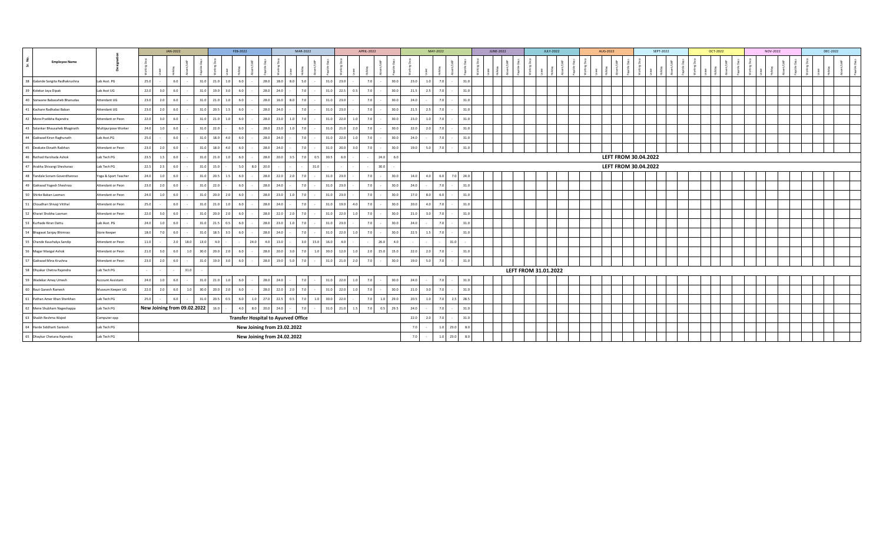| Sr. No. | Employee Name | Designation | JAN-2022 | | | | | FEB-2022 | | | | | MAR-2022 | | | | | APRIL-2022 | | | | | MAY-2022 | | | | | JUNE-2022 | | | | | JULY-2022 | | | | | AUG-2022 | | | | | SEPT-2022 | | | | | OCT-2022 | | | | | NOV-2022 | | | | | DEC-2022 | | | | |
|---|---|---|---|---|---|---|---|---|---|---|---|---|---|---|---|---|---|---|---|---|---|---|---|---|---|---|---|---|---|---|---|---|---|---|---|---|---|---|---|---|---|---|---|---|---|---|---|---|---|---|---|---|---|---|---|---|---|---|---|---|---|---|
| | | | Working Days | Leave | Holiday | Absent/LWP | Payable Days | Working Days | Leave | Holiday | Absent/LWP | Payable Days | Working Days | Leave | Holiday | Absent/LWP | Payable Days | Working Days | Leave | Holiday | Absent/LWP | Payable Days | Working Days | Leave | Holiday | Absent/LWP | Payable Days | Working Days | Leave | Holiday | Absent/LWP | Payable Days | Working Days | Leave | Holiday | Absent/LWP | Payable Days | Working Days | Leave | Holiday | Absent/LWP | Payable Days | Working Days | Leave | Holiday | Absent/LWP | Payable Days | Working Days | Leave | Holiday | Absent/LWP | Payable Days | Working Days | Leave | Holiday | Absent/LWP | Payable Days | Working Days | Leave | Holiday | Absent/LWP | Payable Days |
| 38 | Galande Sangita Radhakrushna | Lab Asst. PG | 25.0 | - | 6.0 | - | 31.0 | 21.0 | 1.0 | 6.0 | - | 28.0 | 18.0 | 8.0 | 5.0 | - | 31.0 | 23.0 | - | 7.0 | - | 30.0 | 23.0 | 1.0 | 7.0 | - | 31.0 | | | | | | | | | | | | | | | | | | | | | | | | | | | | | | | | | | | | | |
| 39 | Kolekar Jaya Dipak | Lab Asst UG | 22.0 | 3.0 | 6.0 | - | 31.0 | 19.0 | 3.0 | 6.0 | - | 28.0 | 24.0 | - | 7.0 | - | 31.0 | 22.5 | 0.5 | 7.0 | - | 30.0 | 21.5 | 2.5 | 7.0 | - | 31.0 | | | | | | | | | | | | | | | | | | | | | | | | | | | | | | | | | | | | | |
| 40 | Sonwane Babasaheb Bhanudas | Attendant UG | 23.0 | 2.0 | 6.0 | - | 31.0 | 21.0 | 1.0 | 6.0 | - | 28.0 | 16.0 | 8.0 | 7.0 | - | 31.0 | 23.0 | - | 7.0 | - | 30.0 | 24.0 | - | 7.0 | - | 31.0 | | | | | | | | | | | | | | | | | | | | | | | | | | | | | | | | | | | | | |
| 41 | Kachare Radhabai Baban | Attendant UG | 23.0 | 2.0 | 6.0 | - | 31.0 | 20.5 | 1.5 | 6.0 | - | 28.0 | 24.0 | - | 7.0 | - | 31.0 | 23.0 | - | 7.0 | - | 30.0 | 21.5 | 2.5 | 7.0 | - | 31.0 | | | | | | | | | | | | | | | | | | | | | | | | | | | | | | | | | | | | | |
| 42 | More Pratibha Rajendra | Attendant or Peon | 22.0 | 3.0 | 6.0 | - | 31.0 | 21.0 | 1.0 | 6.0 | - | 28.0 | 23.0 | 1.0 | 7.0 | - | 31.0 | 22.0 | 1.0 | 7.0 | - | 30.0 | 23.0 | 1.0 | 7.0 | - | 31.0 | | | | | | | | | | | | | | | | | | | | | | | | | | | | | | | | | | | | | |
| 43 | Solankar Bhausaheb Bhaginath | Multipurpose Worker | 24.0 | 1.0 | 6.0 | - | 31.0 | 22.0 | - | 6.0 | - | 28.0 | 23.0 | 1.0 | 7.0 | - | 31.0 | 21.0 | 2.0 | 7.0 | - | 30.0 | 22.0 | 2.0 | 7.0 | - | 31.0 | | | | | | | | | | | | | | | | | | | | | | | | | | | | | | | | | | | | | |
| 44 | Gaikwad Kiran Raghunath | Lab Asst.PG | 25.0 | - | 6.0 | - | 31.0 | 18.0 | 4.0 | 6.0 | - | 28.0 | 24.0 | - | 7.0 | - | 31.0 | 22.0 | 1.0 | 7.0 | - | 30.0 | 24.0 | - | 7.0 | - | 31.0 | | | | | | | | | | | | | | | | | | | | | | | | | | | | | | | | | | | | | |
| 45 | Deokate Eknath Rabhan | Attendant or Peon | 23.0 | 2.0 | 6.0 | - | 31.0 | 18.0 | 4.0 | 6.0 | - | 28.0 | 24.0 | - | 7.0 | - | 31.0 | 20.0 | 3.0 | 7.0 | - | 30.0 | 19.0 | 5.0 | 7.0 | - | 31.0 | | | | | | | | | | | | | | | | | | | | | | | | | | | | | | | | | | | | | |
| 46 | Rathod Harshada Ashok | Lab Tech PG | 23.5 | 1.5 | 6.0 | - | 31.0 | 21.0 | 1.0 | 6.0 | - | 28.0 | 20.0 | 3.5 | 7.0 | 0.5 | 30.5 | 6.0 | - | - | 24.0 | 6.0 | LEFT FROM 30.04.2022 | | | | | | | | | | | | | | | | | | | | | | | | | | | | | | | | | | | | | | | | | |
| 47 | Arakha Shivangi Shesharao | Lab Tech PG | 22.5 | 2.5 | 6.0 | - | 31.0 | 15.0 | - | 5.0 | 8.0 | 20.0 | - | - | - | 31.0 | - | - | - | - | 30.0 | - | LEFT FROM 30.04.2022 | | | | | | | | | | | | | | | | | | | | | | | | | | | | | | | | | | | | | | | | | |
| 48 | Tandale Sonam Goverdhanrao | Yoga & Sport Teacher | 24.0 | 1.0 | 6.0 | - | 31.0 | 20.5 | 1.5 | 6.0 | - | 28.0 | 22.0 | 2.0 | 7.0 | - | 31.0 | 23.0 | - | 7.0 | - | 30.0 | 14.0 | 4.0 | 6.0 | 7.0 | 24.0 | | | | | | | | | | | | | | | | | | | | | | | | | | | | | | | | | | | | | |
| 49 | Gaikwad Yogesh Sheshrao | Attendant or Peon | 23.0 | 2.0 | 6.0 | - | 31.0 | 22.0 | - | 6.0 | - | 28.0 | 24.0 | - | 7.0 | - | 31.0 | 23.0 | - | 7.0 | - | 30.0 | 24.0 | - | 7.0 | - | 31.0 | | | | | | | | | | | | | | | | | | | | | | | | | | | | | | | | | | | | | |
| 50 | Shirke Baban Laxman | Attendant or Peon | 24.0 | 1.0 | 6.0 | - | 31.0 | 20.0 | 2.0 | 6.0 | - | 28.0 | 23.0 | 1.0 | 7.0 | - | 31.0 | 23.0 | - | 7.0 | - | 30.0 | 17.0 | 8.0 | 6.0 | - | 31.0 | | | | | | | | | | | | | | | | | | | | | | | | | | | | | | | | | | | | | |
| 51 | Choudhari Shivaji Vitthal | Attendant or Peon | 25.0 | - | 6.0 | - | 31.0 | 21.0 | 1.0 | 6.0 | - | 28.0 | 24.0 | - | 7.0 | - | 31.0 | 19.0 | 4.0 | 7.0 | - | 30.0 | 20.0 | 4.0 | 7.0 | - | 31.0 | | | | | | | | | | | | | | | | | | | | | | | | | | | | | | | | | | | | | |
| 52 | Kharat Shobha Laxman | Attendant or Peon | 22.0 | 3.0 | 6.0 | - | 31.0 | 20.0 | 2.0 | 6.0 | - | 28.0 | 22.0 | 2.0 | 7.0 | - | 31.0 | 22.0 | 1.0 | 7.0 | - | 30.0 | 21.0 | 3.0 | 7.0 | - | 31.0 | | | | | | | | | | | | | | | | | | | | | | | | | | | | | | | | | | | | | |
| 53 | Kurhade Kiran Dattu | Lab Asst. PG | 24.0 | 1.0 | 6.0 | - | 31.0 | 21.5 | 0.5 | 6.0 | - | 28.0 | 23.0 | 1.0 | 7.0 | - | 31.0 | 23.0 | - | 7.0 | - | 30.0 | 24.0 | - | 7.0 | - | 31.0 | | | | | | | | | | | | | | | | | | | | | | | | | | | | | | | | | | | | | |
| 54 | Bhagwat Sanjay Bhimrao | Store Keeper | 18.0 | 7.0 | 6.0 | - | 31.0 | 18.5 | 3.5 | 6.0 | - | 28.0 | 24.0 | - | 7.0 | - | 31.0 | 22.0 | 1.0 | 7.0 | - | 30.0 | 22.5 | 1.5 | 7.0 | - | 31.0 | | | | | | | | | | | | | | | | | | | | | | | | | | | | | | | | | | | | | |
| 55 | Chande Kaushalya Sandip | Attendant or Peon | 11.0 | - | 2.0 | 18.0 | 13.0 | 4.0 | - | - | 24.0 | 4.0 | 13.0 | - | 3.0 | 15.0 | 16.0 | 4.0 | - | - | 26.0 | 4.0 | - | - | - | 31.0 | - | | | | | | | | | | | | | | | | | | | | | | | | | | | | | | | | | | | | | |
| 56 | Magar Mangal Ashok | Attendant or Peon | 21.0 | 3.0 | 6.0 | 1.0 | 30.0 | 20.0 | 2.0 | 6.0 | - | 28.0 | 20.0 | 3.0 | 7.0 | 1.0 | 30.0 | 12.0 | 1.0 | 2.0 | 15.0 | 15.0 | 22.0 | 2.0 | 7.0 | - | 31.0 | | | | | | | | | | | | | | | | | | | | | | | | | | | | | | | | | | | | | |
| 57 | Gaikwad Mina Krushna | Attendant or Peon | 23.0 | 2.0 | 6.0 | - | 31.0 | 19.0 | 3.0 | 6.0 | - | 28.0 | 19.0 | 5.0 | 7.0 | - | 31.0 | 21.0 | 2.0 | 7.0 | - | 30.0 | 19.0 | 5.0 | 7.0 | - | 31.0 | | | | | | | | | | | | | | | | | | | | | | | | | | | | | | | | | | | | | |
| 58 | Dhyakar Chetna Rajendra | Lab Tech PG | - | - | - | 31.0 | - | LEFT FROM 31.01.2022 | | | | | | | | | | | | | | | | | | | | | | | | | | | | | | | | | | | | | | | | | | | | | | | | | | | | | | | |
| 59 | Wadekar Amey Umesh | Account Assistant | 24.0 | 1.0 | 6.0 | - | 31.0 | 21.0 | 1.0 | 6.0 | - | 28.0 | 24.0 | - | 7.0 | - | 31.0 | 22.0 | 1.0 | 7.0 | - | 30.0 | 24.0 | - | 7.0 | - | 31.0 | | | | | | | | | | | | | | | | | | | | | | | | | | | | | | | | | | | | | |
| 60 | Raut Ganesh Ramesh | Museum Keeper UG | 22.0 | 2.0 | 6.0 | 1.0 | 30.0 | 20.0 | 2.0 | 6.0 | - | 28.0 | 22.0 | 2.0 | 7.0 | - | 31.0 | 22.0 | 1.0 | 7.0 | - | 30.0 | 21.0 | 3.0 | 7.0 | - | 31.0 | | | | | | | | | | | | | | | | | | | | | | | | | | | | | | | | | | | | | |
| 61 | Pathan Amer Khan Sherkhan | Lab Tech PG | 25.0 | - | 6.0 | - | 31.0 | 20.5 | 0.5 | 6.0 | 1.0 | 27.0 | 22.5 | 0.5 | 7.0 | 1.0 | 30.0 | 22.0 | - | 7.0 | 1.0 | 29.0 | 20.5 | 1.0 | 7.0 | 2.5 | 28.5 | | | | | | | | | | | | | | | | | | | | | | | | | | | | | | | | | | | | | |
| 62 | Mene Shubham Nageshappa | Lab Tech PG | New Joining from 09.02.2022 | | | | | 16.0 | - | 4.0 | 8.0 | 20.0 | 24.0 | - | 7.0 | - | 31.0 | 21.0 | 1.5 | 7.0 | 0.5 | 29.5 | 24.0 | - | 7.0 | - | 31.0 | | | | | | | | | | | | | | | | | | | | | | | | | | | | | | | | | | | | | |
| 63 | Shaikh Reshma Wajed | Computer opp | Transfer Hospital to Ayurved Office | | | | | | | | | | | | | | | | | | | | 22.0 | 2.0 | 7.0 | - | 31.0 | | | | | | | | | | | | | | | | | | | | | | | | | | | | | | | | | | | | | |
| 64 | Harde Siddharti Santosh | Lab Tech PG | New Joining from 23.02.2022 | | | | | | | | | | | | | | | | | | | | 7.0 | - | 1.0 | 23.0 | 8.0 | | | | | | | | | | | | | | | | | | | | | | | | | | | | | | | | | | | | | |
| 65 | Dhaykar Chetana Rajendra | Lab Tech PG | New Joining from 24.02.2022 | | | | | | | | | | | | | | | | | | | | 7.0 | - | 1.0 | 23.0 | 8.0 | | | | | | | | | | | | | | | | | | | | | | | | | | | | | | | | | | | | | |